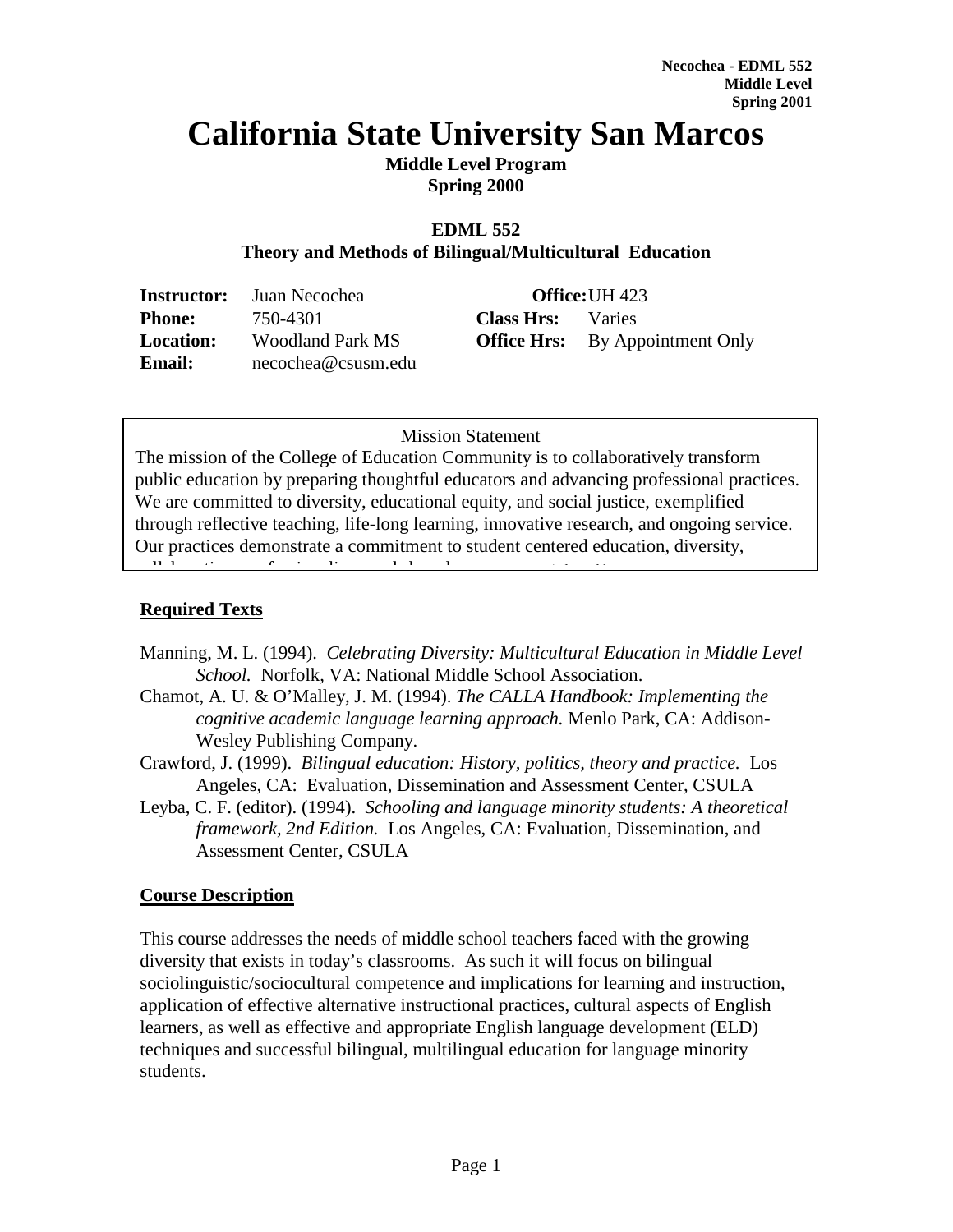# California State University San Marcos

**Middle Level Program**
**Spring 2000**

**EDML 552**
**Theory and Methods of Bilingual/Multicultural Education**

| | | | |
|---|---|---|---|
| **Instructor:** | Juan Necochea | **Office:** | UH 423 |
| **Phone:** | 750-4301 | **Class Hrs:** | Varies |
| **Location:** | Woodland Park MS | **Office Hrs:** | By Appointment Only |
| **Email:** | necochea@csusm.edu | | |

Mission Statement

The mission of the College of Education Community is to collaboratively transform public education by preparing thoughtful educators and advancing professional practices. We are committed to diversity, educational equity, and social justice, exemplified through reflective teaching, life-long learning, innovative research, and ongoing service. Our practices demonstrate a commitment to student centered education, diversity,

## Required Texts

Manning, M. L. (1994). *Celebrating Diversity: Multicultural Education in Middle Level School.* Norfolk, VA: National Middle School Association.

Chamot, A. U. & O'Malley, J. M. (1994). *The CALLA Handbook: Implementing the cognitive academic language learning approach.* Menlo Park, CA: Addison-Wesley Publishing Company.

Crawford, J. (1999). *Bilingual education: History, politics, theory and practice.* Los Angeles, CA: Evaluation, Dissemination and Assessment Center, CSULA

Leyba, C. F. (editor). (1994). *Schooling and language minority students: A theoretical framework, 2nd Edition.* Los Angeles, CA: Evaluation, Dissemination, and Assessment Center, CSULA

## Course Description

This course addresses the needs of middle school teachers faced with the growing diversity that exists in today's classrooms. As such it will focus on bilingual sociolinguistic/sociocultural competence and implications for learning and instruction, application of effective alternative instructional practices, cultural aspects of English learners, as well as effective and appropriate English language development (ELD) techniques and successful bilingual, multilingual education for language minority students.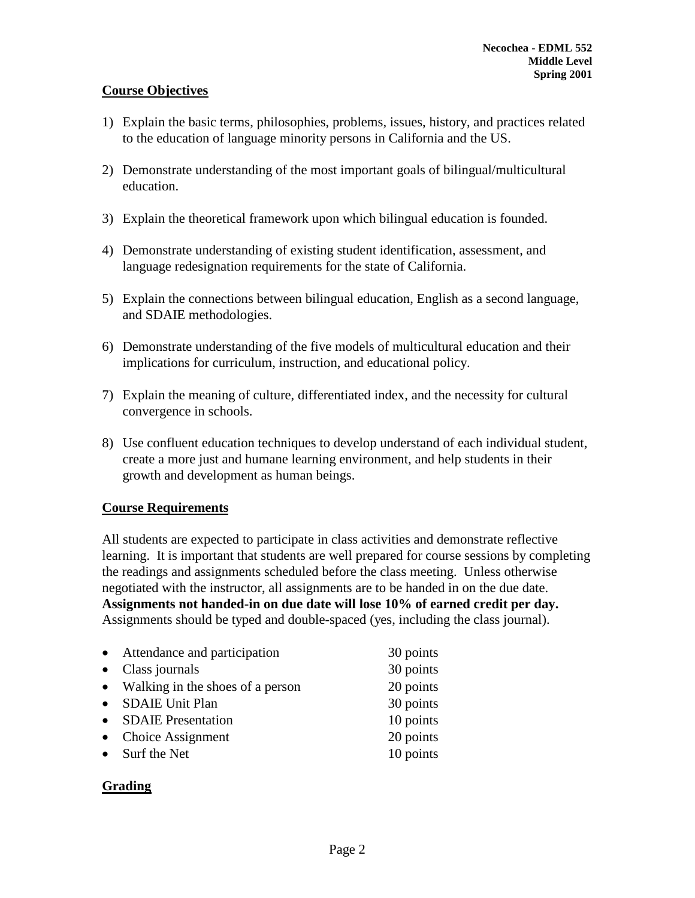## Course Objectives

1) Explain the basic terms, philosophies, problems, issues, history, and practices related to the education of language minority persons in California and the US.

2) Demonstrate understanding of the most important goals of bilingual/multicultural education.

3) Explain the theoretical framework upon which bilingual education is founded.

4) Demonstrate understanding of existing student identification, assessment, and language redesignation requirements for the state of California.

5) Explain the connections between bilingual education, English as a second language, and SDAIE methodologies.

6) Demonstrate understanding of the five models of multicultural education and their implications for curriculum, instruction, and educational policy.

7) Explain the meaning of culture, differentiated index, and the necessity for cultural convergence in schools.

8) Use confluent education techniques to develop understand of each individual student, create a more just and humane learning environment, and help students in their growth and development as human beings.

## Course Requirements

All students are expected to participate in class activities and demonstrate reflective learning. It is important that students are well prepared for course sessions by completing the readings and assignments scheduled before the class meeting. Unless otherwise negotiated with the instructor, all assignments are to be handed in on the due date. **Assignments not handed-in on due date will lose 10% of earned credit per day.** Assignments should be typed and double-spaced (yes, including the class journal).

- Attendance and participation 30 points
- Class journals 30 points
- Walking in the shoes of a person 20 points
- SDAIE Unit Plan 30 points
- SDAIE Presentation 10 points
- Choice Assignment 20 points
- Surf the Net 10 points

## Grading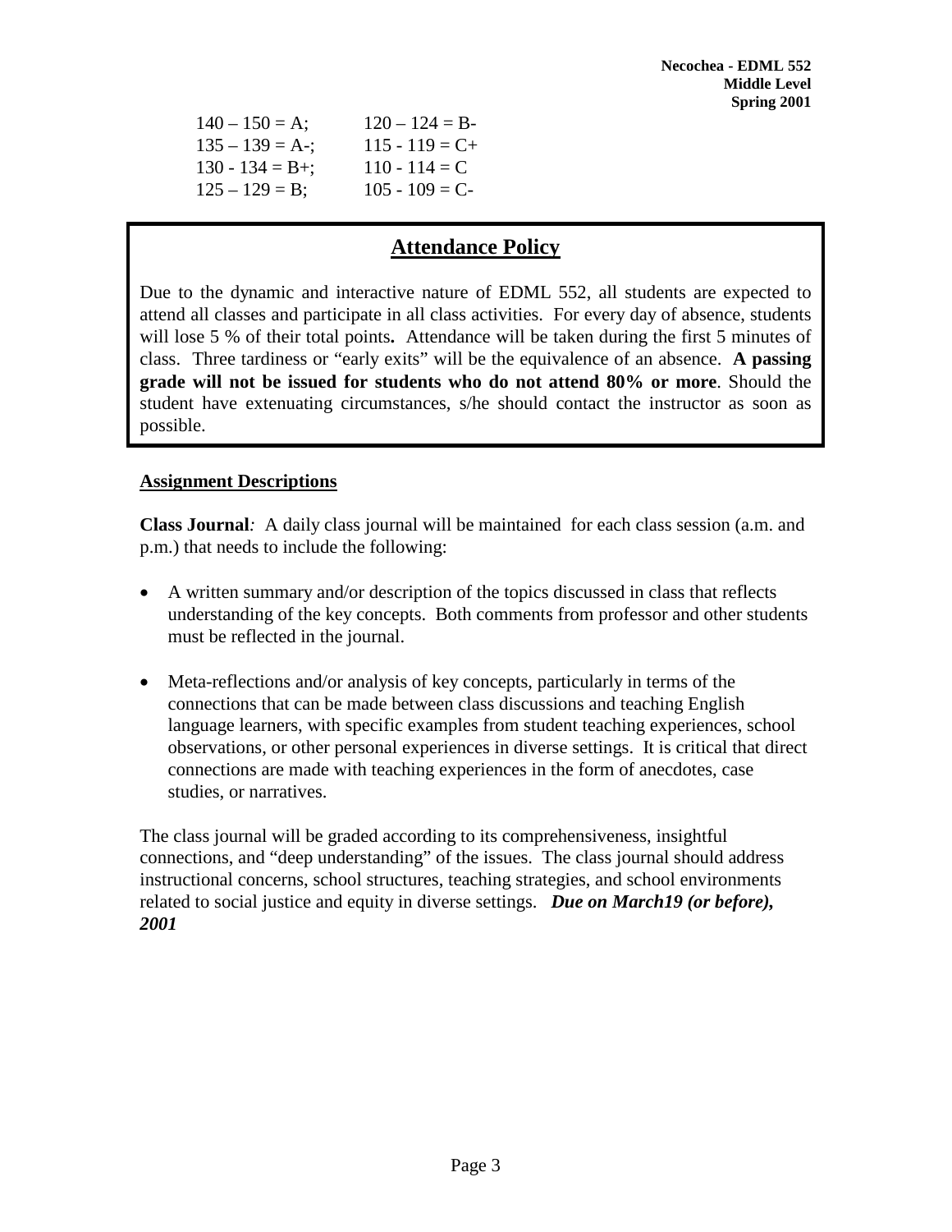| | |
|---|---|
| 140 – 150 = A; | 120 – 124 = B- |
| 135 – 139 = A-; | 115 - 119 = C+ |
| 130 - 134 = B+; | 110 - 114 = C |
| 125 – 129 = B; | 105 - 109 = C- |

## Attendance Policy

Due to the dynamic and interactive nature of EDML 552, all students are expected to attend all classes and participate in all class activities. For every day of absence, students will lose 5 % of their total points**.** Attendance will be taken during the first 5 minutes of class. Three tardiness or "early exits" will be the equivalence of an absence. **A passing grade will not be issued for students who do not attend 80% or more**. Should the student have extenuating circumstances, s/he should contact the instructor as soon as possible.

### Assignment Descriptions

**Class Journal***:* A daily class journal will be maintained for each class session (a.m. and p.m.) that needs to include the following:

- A written summary and/or description of the topics discussed in class that reflects understanding of the key concepts. Both comments from professor and other students must be reflected in the journal.
- Meta-reflections and/or analysis of key concepts, particularly in terms of the connections that can be made between class discussions and teaching English language learners, with specific examples from student teaching experiences, school observations, or other personal experiences in diverse settings. It is critical that direct connections are made with teaching experiences in the form of anecdotes, case studies, or narratives.

The class journal will be graded according to its comprehensiveness, insightful connections, and "deep understanding" of the issues. The class journal should address instructional concerns, school structures, teaching strategies, and school environments related to social justice and equity in diverse settings. ***Due on March19 (or before), 2001***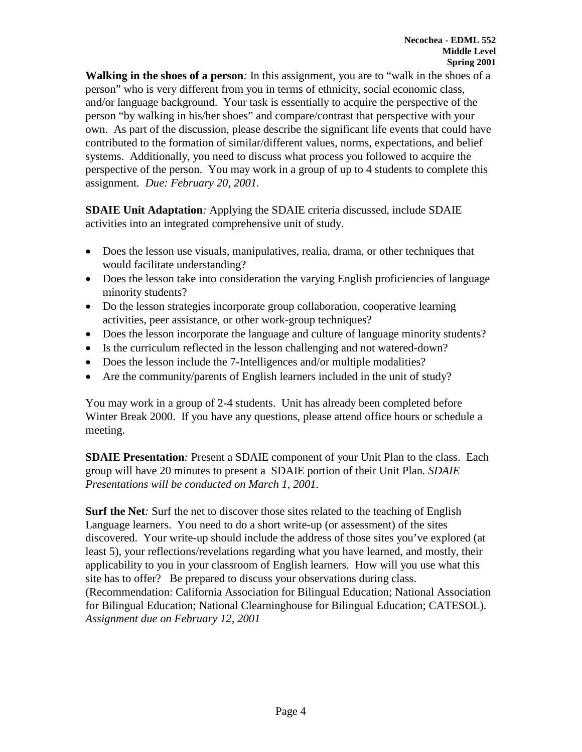**Walking in the shoes of a person***:* In this assignment, you are to "walk in the shoes of a person" who is very different from you in terms of ethnicity, social economic class, and/or language background. Your task is essentially to acquire the perspective of the person "by walking in his/her shoes" and compare/contrast that perspective with your own. As part of the discussion, please describe the significant life events that could have contributed to the formation of similar/different values, norms, expectations, and belief systems. Additionally, you need to discuss what process you followed to acquire the perspective of the person. You may work in a group of up to 4 students to complete this assignment. *Due: February 20, 2001.*

**SDAIE Unit Adaptation***:* Applying the SDAIE criteria discussed, include SDAIE activities into an integrated comprehensive unit of study.

- Does the lesson use visuals, manipulatives, realia, drama, or other techniques that would facilitate understanding?
- Does the lesson take into consideration the varying English proficiencies of language minority students?
- Do the lesson strategies incorporate group collaboration, cooperative learning activities, peer assistance, or other work-group techniques?
- Does the lesson incorporate the language and culture of language minority students?
- Is the curriculum reflected in the lesson challenging and not watered-down?
- Does the lesson include the 7-Intelligences and/or multiple modalities?
- Are the community/parents of English learners included in the unit of study?

You may work in a group of 2-4 students. Unit has already been completed before Winter Break 2000. If you have any questions, please attend office hours or schedule a meeting.

**SDAIE Presentation***:* Present a SDAIE component of your Unit Plan to the class. Each group will have 20 minutes to present a SDAIE portion of their Unit Plan*. SDAIE Presentations will be conducted on March 1, 2001.*

**Surf the Net***:* Surf the net to discover those sites related to the teaching of English Language learners. You need to do a short write-up (or assessment) of the sites discovered. Your write-up should include the address of those sites you've explored (at least 5), your reflections/revelations regarding what you have learned, and mostly, their applicability to you in your classroom of English learners. How will you use what this site has to offer? Be prepared to discuss your observations during class. (Recommendation: California Association for Bilingual Education; National Association for Bilingual Education; National Clearninghouse for Bilingual Education; CATESOL). *Assignment due on February 12, 2001*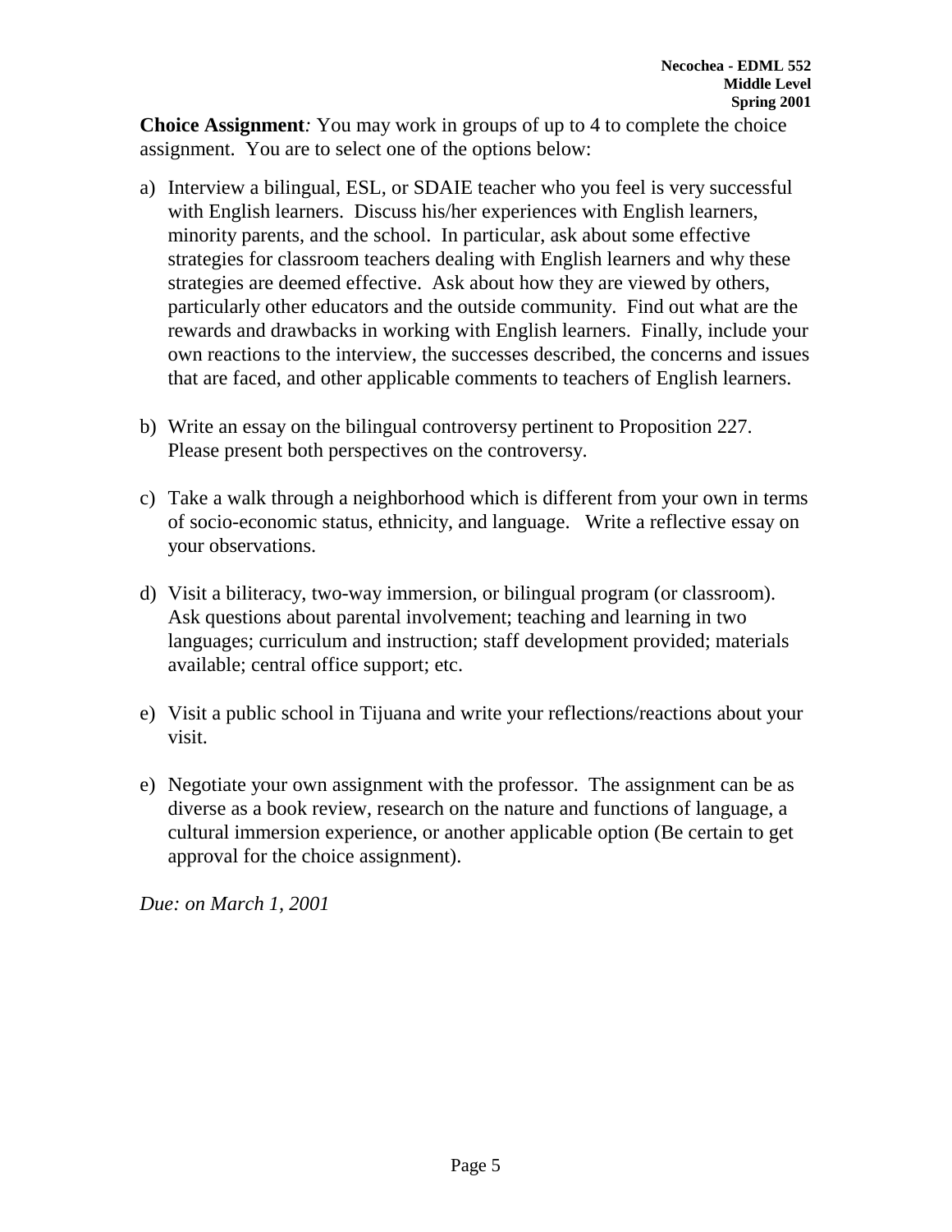**Choice Assignment***:* You may work in groups of up to 4 to complete the choice assignment. You are to select one of the options below:

a) Interview a bilingual, ESL, or SDAIE teacher who you feel is very successful with English learners. Discuss his/her experiences with English learners, minority parents, and the school. In particular, ask about some effective strategies for classroom teachers dealing with English learners and why these strategies are deemed effective. Ask about how they are viewed by others, particularly other educators and the outside community. Find out what are the rewards and drawbacks in working with English learners. Finally, include your own reactions to the interview, the successes described, the concerns and issues that are faced, and other applicable comments to teachers of English learners.

b) Write an essay on the bilingual controversy pertinent to Proposition 227. Please present both perspectives on the controversy.

c) Take a walk through a neighborhood which is different from your own in terms of socio-economic status, ethnicity, and language. Write a reflective essay on your observations.

d) Visit a biliteracy, two-way immersion, or bilingual program (or classroom). Ask questions about parental involvement; teaching and learning in two languages; curriculum and instruction; staff development provided; materials available; central office support; etc.

e) Visit a public school in Tijuana and write your reflections/reactions about your visit.

e) Negotiate your own assignment with the professor. The assignment can be as diverse as a book review, research on the nature and functions of language, a cultural immersion experience, or another applicable option (Be certain to get approval for the choice assignment).

*Due: on March 1, 2001*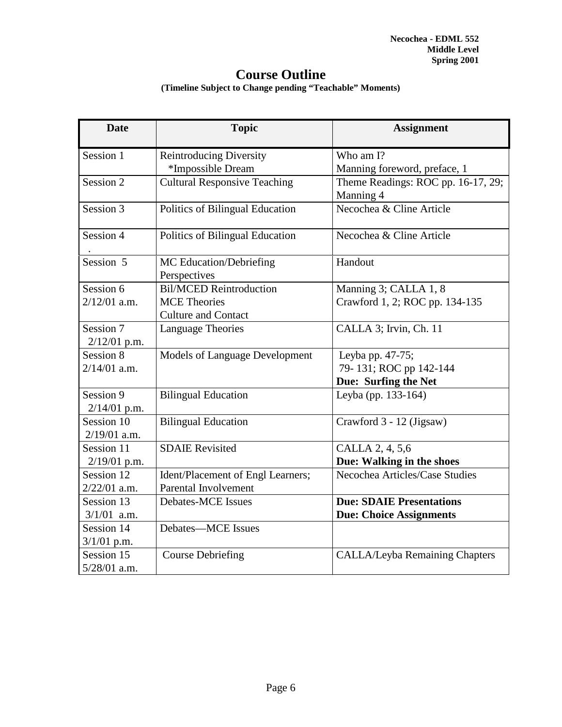**Necochea - EDML 552**
**Middle Level**
**Spring 2001**

# Course Outline

**(Timeline Subject to Change pending "Teachable" Moments)**

| Date | Topic | Assignment |
|---|---|---|
| Session 1 | Reintroducing Diversity *Impossible Dream | Who am I? Manning foreword, preface, 1 |
| Session 2 | Cultural Responsive Teaching | Theme Readings: ROC pp. 16-17, 29; Manning 4 |
| Session 3 | Politics of Bilingual Education | Necochea & Cline Article |
| Session 4 . | Politics of Bilingual Education | Necochea & Cline Article |
| Session 5 | MC Education/Debriefing Perspectives | Handout |
| Session 6 2/12/01 a.m. | Bil/MCED Reintroduction MCE Theories Culture and Contact | Manning 3; CALLA 1, 8 Crawford 1, 2; ROC pp. 134-135 |
| Session 7 2/12/01 p.m. | Language Theories | CALLA 3; Irvin, Ch. 11 |
| Session 8 2/14/01 a.m. | Models of Language Development | Leyba pp. 47-75; 79- 131; ROC pp 142-144 **Due: Surfing the Net** |
| Session 9 2/14/01 p.m. | Bilingual Education | Leyba (pp. 133-164) |
| Session 10 2/19/01 a.m. | Bilingual Education | Crawford 3 - 12 (Jigsaw) |
| Session 11 2/19/01 p.m. | SDAIE Revisited | CALLA 2, 4, 5,6 **Due: Walking in the shoes** |
| Session 12 2/22/01 a.m. | Ident/Placement of Engl Learners; Parental Involvement | Necochea Articles/Case Studies |
| Session 13 3/1/01 a.m. | Debates-MCE Issues | **Due: SDAIE Presentations** **Due: Choice Assignments** |
| Session 14 3/1/01 p.m. | Debates—MCE Issues | |
| Session 15 5/28/01 a.m. | Course Debriefing | CALLA/Leyba Remaining Chapters |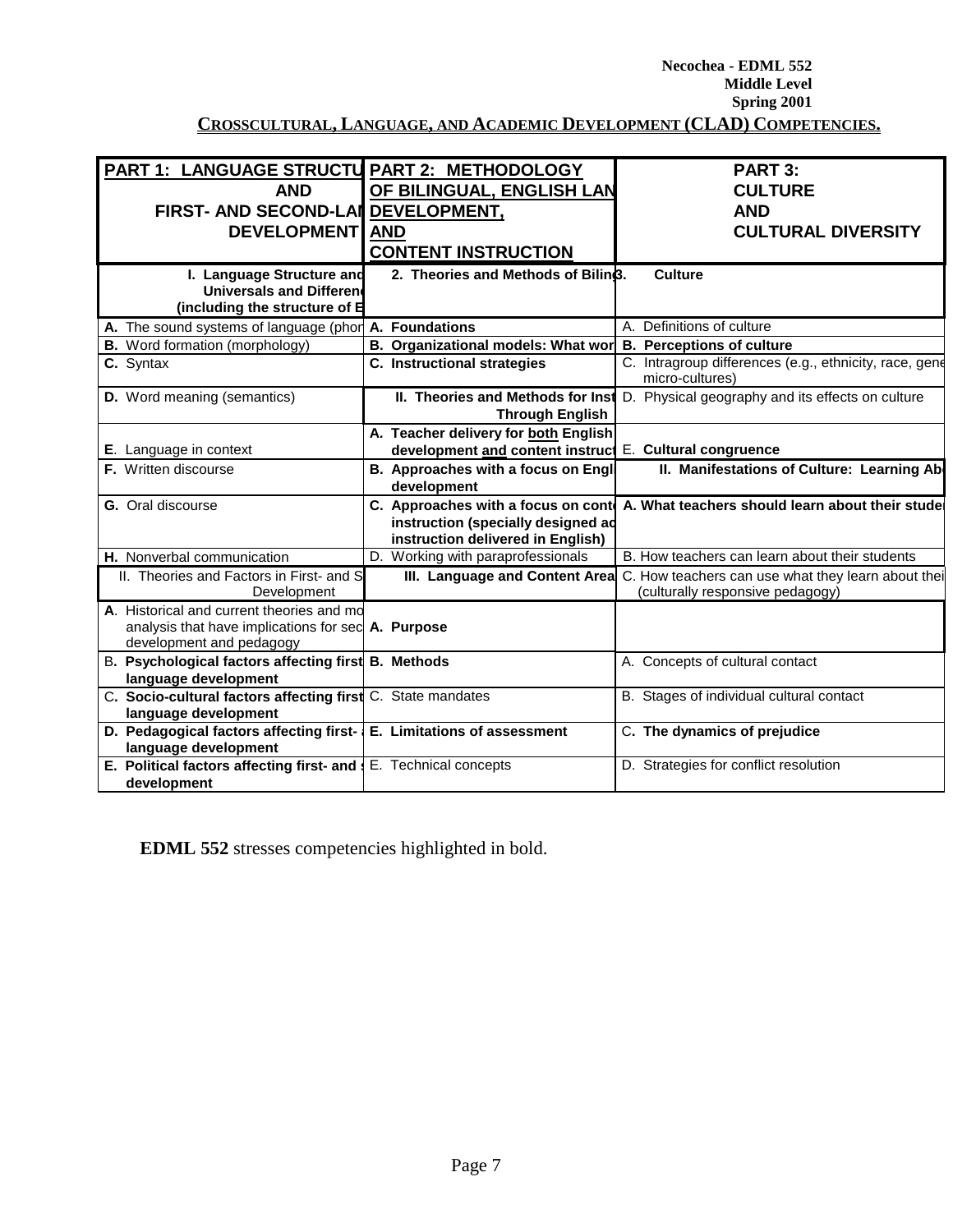**Necochea - EDML 552**
**Middle Level**
**Spring 2001**

## CROSSCULTURAL, LANGUAGE, AND ACADEMIC DEVELOPMENT (CLAD) COMPETENCIES.

| PART 1: LANGUAGE STRUCTU AND FIRST- AND SECOND-LAI DEVELOPMENT | PART 2: METHODOLOGY OF BILINGUAL, ENGLISH LAN DEVELOPMENT, AND CONTENT INSTRUCTION | PART 3: CULTURE AND CULTURAL DIVERSITY |
|---|---|---|
| **I. Language Structure and Universals and Differen (including the structure of E** | **2. Theories and Methods of Bilin** | **3. Culture** |
| **A.** The sound systems of language (phon | **A. Foundations** | A. Definitions of culture |
| **B.** Word formation (morphology) | **B. Organizational models: What wor** | **B. Perceptions of culture** |
| **C.** Syntax | **C. Instructional strategies** | C. Intragroup differences (e.g., ethnicity, race, gene micro-cultures) |
| **D.** Word meaning (semantics) | **II. Theories and Methods for Inst Through English** | D. Physical geography and its effects on culture |
| **E.** Language in context | **A. Teacher delivery for both English development and content instruct** | E. **Cultural congruence** |
| **F.** Written discourse | **B. Approaches with a focus on Engl development** | **II. Manifestations of Culture: Learning Ab** |
| **G.** Oral discourse | **C. Approaches with a focus on cont instruction (specially designed ac instruction delivered in English)** | **A. What teachers should learn about their studen** |
| **H.** Nonverbal communication | D. Working with paraprofessionals | B. How teachers can learn about their students |
| II. Theories and Factors in First- and S Development | **III. Language and Content Area** | C. How teachers can use what they learn about thei (culturally responsive pedagogy) |
| **A**. Historical and current theories and mo analysis that have implications for sec development and pedagogy | **A. Purpose** | |
| B. **Psychological factors affecting first language development** | **B. Methods** | A. Concepts of cultural contact |
| C. **Socio-cultural factors affecting first language development** | C. State mandates | B. Stages of individual cultural contact |
| **D. Pedagogical factors affecting first- language development** | **E. Limitations of assessment** | C. **The dynamics of prejudice** |
| **E. Political factors affecting first- and development** | E. Technical concepts | D. Strategies for conflict resolution |

**EDML 552** stresses competencies highlighted in bold.